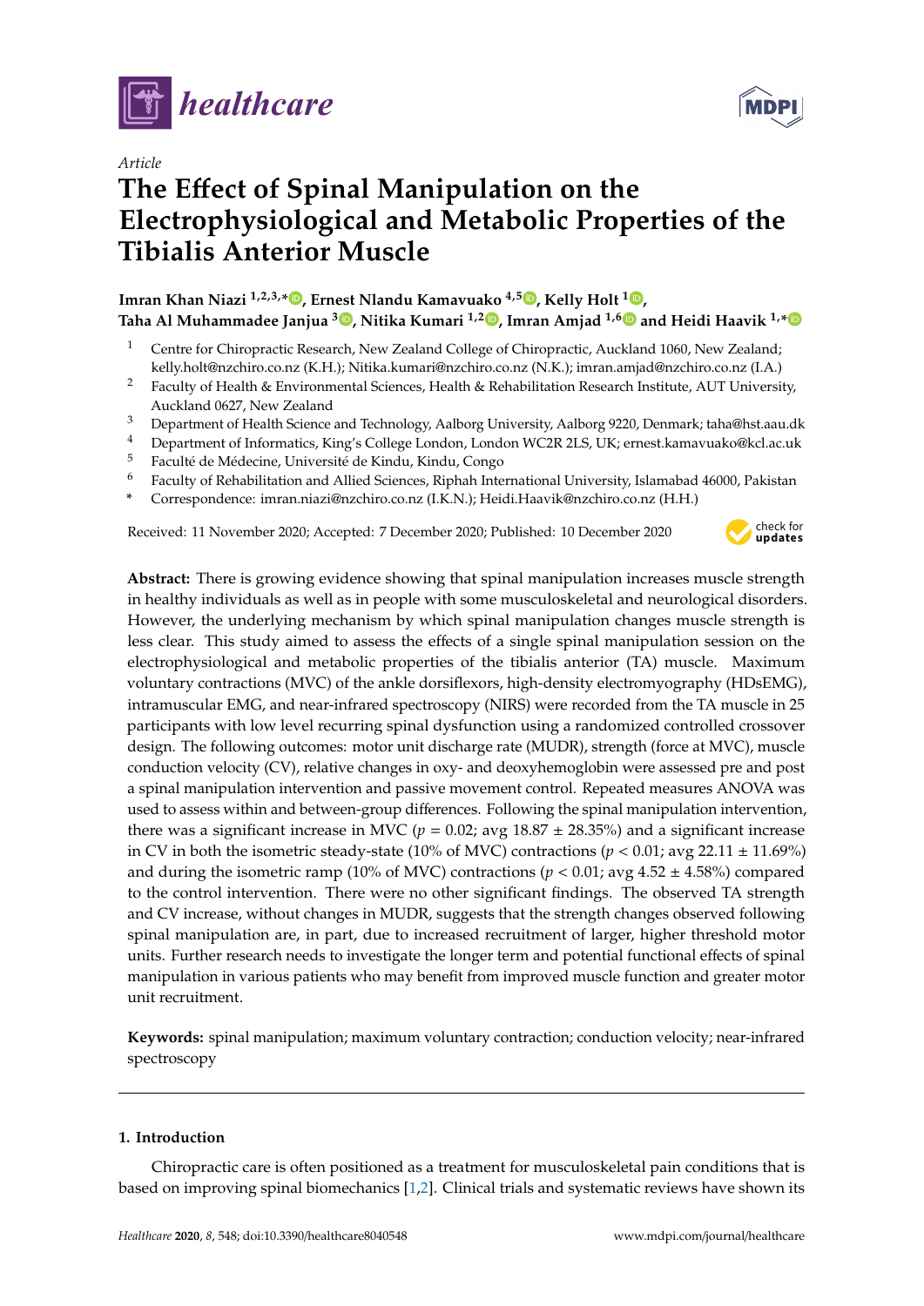*healthcare*

*Article*

# The Effect of Spinal Manipulation on the Electrophysiological and Metabolic Properties of the Tibialis Anterior Muscle

**Imran Khan Niazi [1,2,3,*], Ernest Nlandu Kamavuako [4,5], Kelly Holt [1], Taha Al Muhammadee Janjua [3], Nitika Kumari [1,2], Imran Amjad [1,6] and Heidi Haavik [1,*]**

[1] Centre for Chiropractic Research, New Zealand College of Chiropractic, Auckland 1060, New Zealand; kelly.holt@nzchiro.co.nz (K.H.); Nitika.kumari@nzchiro.co.nz (N.K.); imran.amjad@nzchiro.co.nz (I.A.)

[2] Faculty of Health & Environmental Sciences, Health & Rehabilitation Research Institute, AUT University, Auckland 0627, New Zealand

[3] Department of Health Science and Technology, Aalborg University, Aalborg 9220, Denmark; taha@hst.aau.dk

[4] Department of Informatics, King's College London, London WC2R 2LS, UK; ernest.kamavuako@kcl.ac.uk

[5] Faculté de Médecine, Université de Kindu, Kindu, Congo

[6] Faculty of Rehabilitation and Allied Sciences, Riphah International University, Islamabad 46000, Pakistan

\* Correspondence: imran.niazi@nzchiro.co.nz (I.K.N.); Heidi.Haavik@nzchiro.co.nz (H.H.)

Received: 11 November 2020; Accepted: 7 December 2020; Published: 10 December 2020

**Abstract:** There is growing evidence showing that spinal manipulation increases muscle strength in healthy individuals as well as in people with some musculoskeletal and neurological disorders. However, the underlying mechanism by which spinal manipulation changes muscle strength is less clear. This study aimed to assess the effects of a single spinal manipulation session on the electrophysiological and metabolic properties of the tibialis anterior (TA) muscle. Maximum voluntary contractions (MVC) of the ankle dorsiflexors, high-density electromyography (HDsEMG), intramuscular EMG, and near-infrared spectroscopy (NIRS) were recorded from the TA muscle in 25 participants with low level recurring spinal dysfunction using a randomized controlled crossover design. The following outcomes: motor unit discharge rate (MUDR), strength (force at MVC), muscle conduction velocity (CV), relative changes in oxy- and deoxyhemoglobin were assessed pre and post a spinal manipulation intervention and passive movement control. Repeated measures ANOVA was used to assess within and between-group differences. Following the spinal manipulation intervention, there was a significant increase in MVC ($p = 0.02$; avg $18.87 \pm 28.35\%$) and a significant increase in CV in both the isometric steady-state (10% of MVC) contractions ($p < 0.01$; avg $22.11 \pm 11.69\%$) and during the isometric ramp (10% of MVC) contractions ($p < 0.01$; avg $4.52 \pm 4.58\%$) compared to the control intervention. There were no other significant findings. The observed TA strength and CV increase, without changes in MUDR, suggests that the strength changes observed following spinal manipulation are, in part, due to increased recruitment of larger, higher threshold motor units. Further research needs to investigate the longer term and potential functional effects of spinal manipulation in various patients who may benefit from improved muscle function and greater motor unit recruitment.

**Keywords:** spinal manipulation; maximum voluntary contraction; conduction velocity; near-infrared spectroscopy

## 1. Introduction

Chiropractic care is often positioned as a treatment for musculoskeletal pain conditions that is based on improving spinal biomechanics [1,2]. Clinical trials and systematic reviews have shown its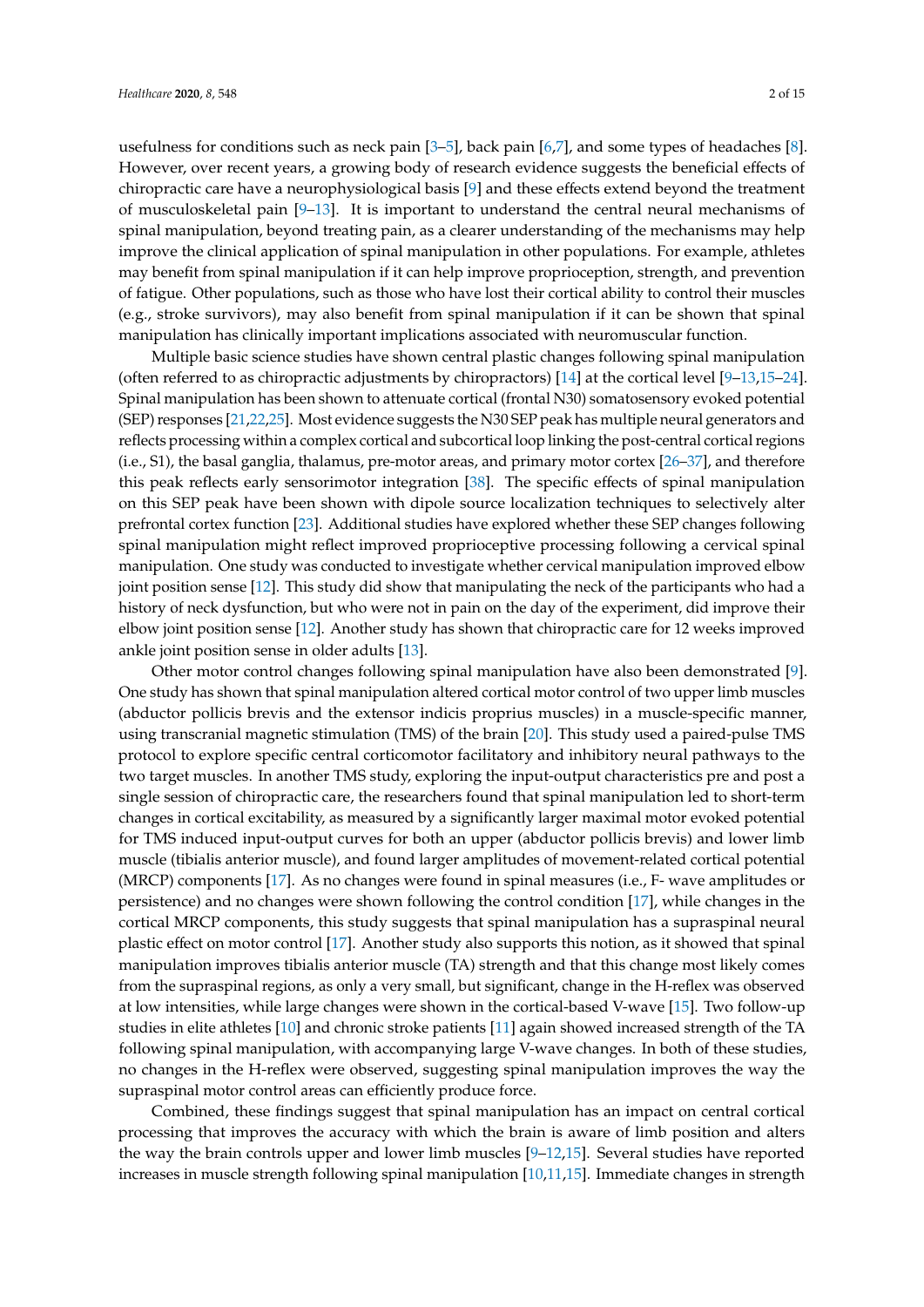usefulness for conditions such as neck pain [3–5], back pain [6,7], and some types of headaches [8]. However, over recent years, a growing body of research evidence suggests the beneficial effects of chiropractic care have a neurophysiological basis [9] and these effects extend beyond the treatment of musculoskeletal pain [9–13]. It is important to understand the central neural mechanisms of spinal manipulation, beyond treating pain, as a clearer understanding of the mechanisms may help improve the clinical application of spinal manipulation in other populations. For example, athletes may benefit from spinal manipulation if it can help improve proprioception, strength, and prevention of fatigue. Other populations, such as those who have lost their cortical ability to control their muscles (e.g., stroke survivors), may also benefit from spinal manipulation if it can be shown that spinal manipulation has clinically important implications associated with neuromuscular function.

Multiple basic science studies have shown central plastic changes following spinal manipulation (often referred to as chiropractic adjustments by chiropractors) [14] at the cortical level [9–13,15–24]. Spinal manipulation has been shown to attenuate cortical (frontal N30) somatosensory evoked potential (SEP) responses [21,22,25]. Most evidence suggests the N30 SEP peak has multiple neural generators and reflects processing within a complex cortical and subcortical loop linking the post-central cortical regions (i.e., S1), the basal ganglia, thalamus, pre-motor areas, and primary motor cortex [26–37], and therefore this peak reflects early sensorimotor integration [38]. The specific effects of spinal manipulation on this SEP peak have been shown with dipole source localization techniques to selectively alter prefrontal cortex function [23]. Additional studies have explored whether these SEP changes following spinal manipulation might reflect improved proprioceptive processing following a cervical spinal manipulation. One study was conducted to investigate whether cervical manipulation improved elbow joint position sense [12]. This study did show that manipulating the neck of the participants who had a history of neck dysfunction, but who were not in pain on the day of the experiment, did improve their elbow joint position sense [12]. Another study has shown that chiropractic care for 12 weeks improved ankle joint position sense in older adults [13].

Other motor control changes following spinal manipulation have also been demonstrated [9]. One study has shown that spinal manipulation altered cortical motor control of two upper limb muscles (abductor pollicis brevis and the extensor indicis proprius muscles) in a muscle-specific manner, using transcranial magnetic stimulation (TMS) of the brain [20]. This study used a paired-pulse TMS protocol to explore specific central corticomotor facilitatory and inhibitory neural pathways to the two target muscles. In another TMS study, exploring the input-output characteristics pre and post a single session of chiropractic care, the researchers found that spinal manipulation led to short-term changes in cortical excitability, as measured by a significantly larger maximal motor evoked potential for TMS induced input-output curves for both an upper (abductor pollicis brevis) and lower limb muscle (tibialis anterior muscle), and found larger amplitudes of movement-related cortical potential (MRCP) components [17]. As no changes were found in spinal measures (i.e., F- wave amplitudes or persistence) and no changes were shown following the control condition [17], while changes in the cortical MRCP components, this study suggests that spinal manipulation has a supraspinal neural plastic effect on motor control [17]. Another study also supports this notion, as it showed that spinal manipulation improves tibialis anterior muscle (TA) strength and that this change most likely comes from the supraspinal regions, as only a very small, but significant, change in the H-reflex was observed at low intensities, while large changes were shown in the cortical-based V-wave [15]. Two follow-up studies in elite athletes [10] and chronic stroke patients [11] again showed increased strength of the TA following spinal manipulation, with accompanying large V-wave changes. In both of these studies, no changes in the H-reflex were observed, suggesting spinal manipulation improves the way the supraspinal motor control areas can efficiently produce force.

Combined, these findings suggest that spinal manipulation has an impact on central cortical processing that improves the accuracy with which the brain is aware of limb position and alters the way the brain controls upper and lower limb muscles [9–12,15]. Several studies have reported increases in muscle strength following spinal manipulation [10,11,15]. Immediate changes in strength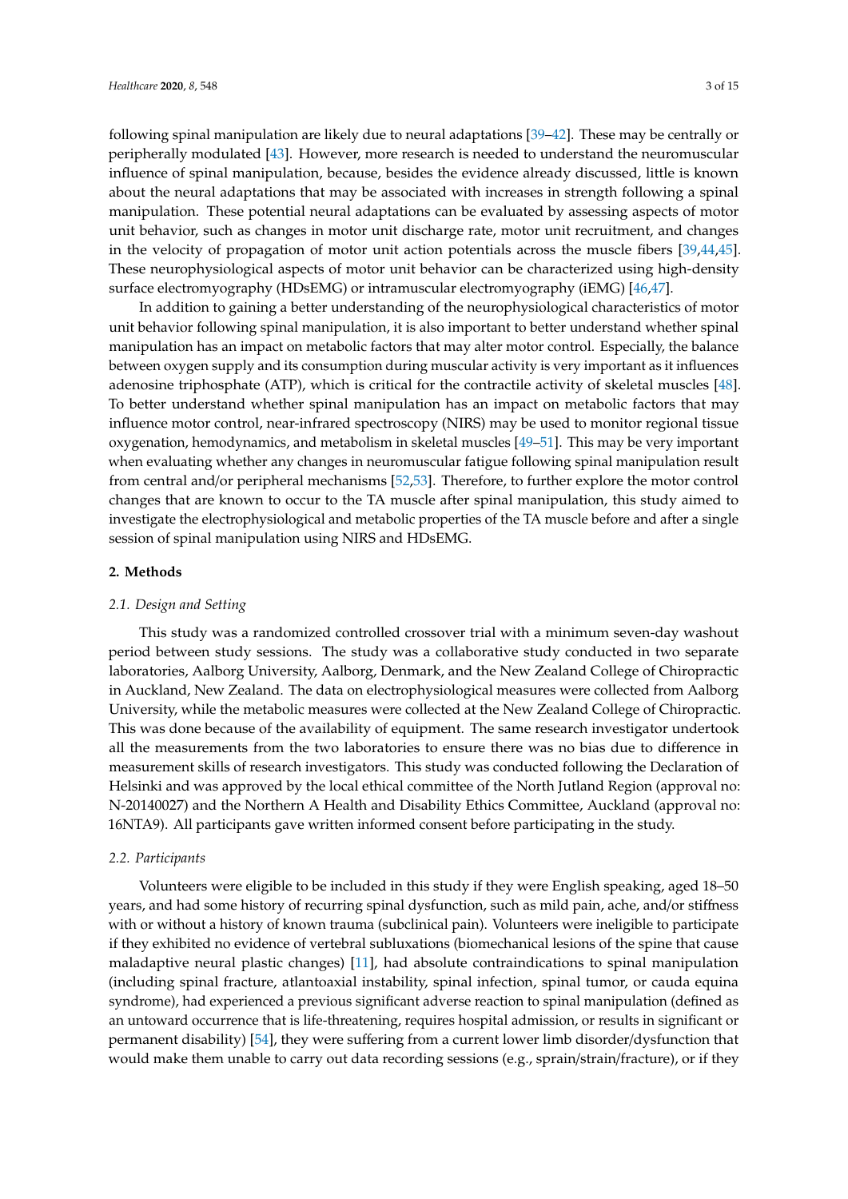following spinal manipulation are likely due to neural adaptations [39–42]. These may be centrally or peripherally modulated [43]. However, more research is needed to understand the neuromuscular influence of spinal manipulation, because, besides the evidence already discussed, little is known about the neural adaptations that may be associated with increases in strength following a spinal manipulation. These potential neural adaptations can be evaluated by assessing aspects of motor unit behavior, such as changes in motor unit discharge rate, motor unit recruitment, and changes in the velocity of propagation of motor unit action potentials across the muscle fibers [39,44,45]. These neurophysiological aspects of motor unit behavior can be characterized using high-density surface electromyography (HDsEMG) or intramuscular electromyography (iEMG) [46,47].

In addition to gaining a better understanding of the neurophysiological characteristics of motor unit behavior following spinal manipulation, it is also important to better understand whether spinal manipulation has an impact on metabolic factors that may alter motor control. Especially, the balance between oxygen supply and its consumption during muscular activity is very important as it influences adenosine triphosphate (ATP), which is critical for the contractile activity of skeletal muscles [48]. To better understand whether spinal manipulation has an impact on metabolic factors that may influence motor control, near-infrared spectroscopy (NIRS) may be used to monitor regional tissue oxygenation, hemodynamics, and metabolism in skeletal muscles [49–51]. This may be very important when evaluating whether any changes in neuromuscular fatigue following spinal manipulation result from central and/or peripheral mechanisms [52,53]. Therefore, to further explore the motor control changes that are known to occur to the TA muscle after spinal manipulation, this study aimed to investigate the electrophysiological and metabolic properties of the TA muscle before and after a single session of spinal manipulation using NIRS and HDsEMG.

## 2. Methods

### *2.1. Design and Setting*

This study was a randomized controlled crossover trial with a minimum seven-day washout period between study sessions. The study was a collaborative study conducted in two separate laboratories, Aalborg University, Aalborg, Denmark, and the New Zealand College of Chiropractic in Auckland, New Zealand. The data on electrophysiological measures were collected from Aalborg University, while the metabolic measures were collected at the New Zealand College of Chiropractic. This was done because of the availability of equipment. The same research investigator undertook all the measurements from the two laboratories to ensure there was no bias due to difference in measurement skills of research investigators. This study was conducted following the Declaration of Helsinki and was approved by the local ethical committee of the North Jutland Region (approval no: N-20140027) and the Northern A Health and Disability Ethics Committee, Auckland (approval no: 16NTA9). All participants gave written informed consent before participating in the study.

### *2.2. Participants*

Volunteers were eligible to be included in this study if they were English speaking, aged 18–50 years, and had some history of recurring spinal dysfunction, such as mild pain, ache, and/or stiffness with or without a history of known trauma (subclinical pain). Volunteers were ineligible to participate if they exhibited no evidence of vertebral subluxations (biomechanical lesions of the spine that cause maladaptive neural plastic changes) [11], had absolute contraindications to spinal manipulation (including spinal fracture, atlantoaxial instability, spinal infection, spinal tumor, or cauda equina syndrome), had experienced a previous significant adverse reaction to spinal manipulation (defined as an untoward occurrence that is life-threatening, requires hospital admission, or results in significant or permanent disability) [54], they were suffering from a current lower limb disorder/dysfunction that would make them unable to carry out data recording sessions (e.g., sprain/strain/fracture), or if they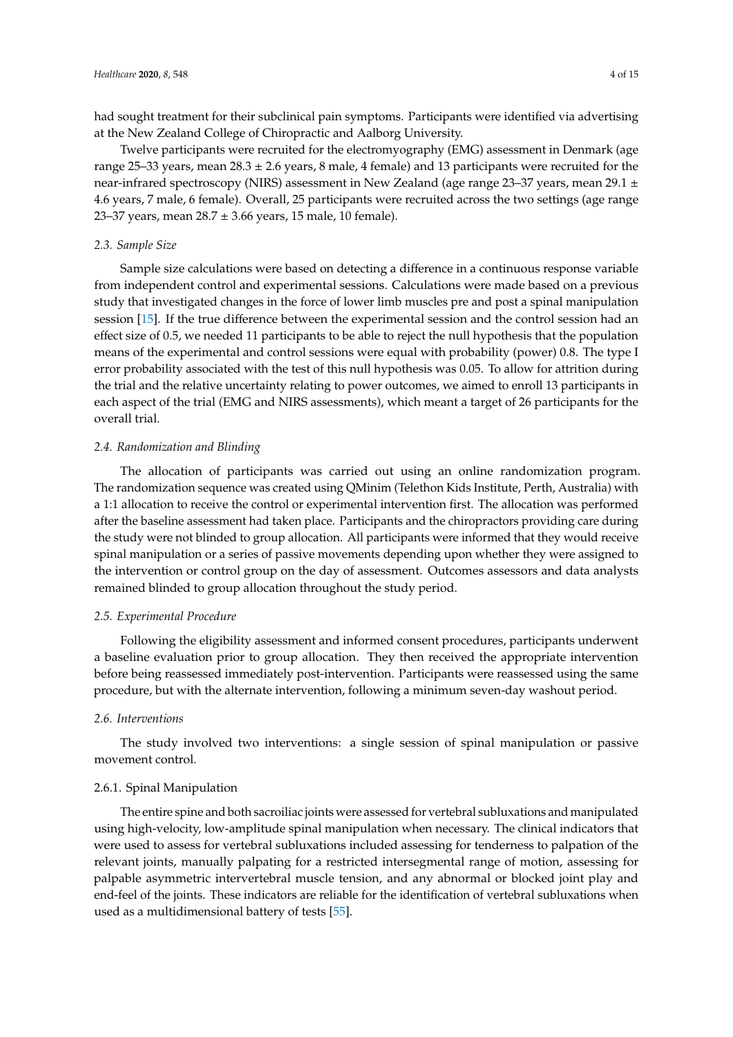had sought treatment for their subclinical pain symptoms. Participants were identified via advertising at the New Zealand College of Chiropractic and Aalborg University.

Twelve participants were recruited for the electromyography (EMG) assessment in Denmark (age range 25–33 years, mean 28.3 ± 2.6 years, 8 male, 4 female) and 13 participants were recruited for the near-infrared spectroscopy (NIRS) assessment in New Zealand (age range 23–37 years, mean 29.1 ± 4.6 years, 7 male, 6 female). Overall, 25 participants were recruited across the two settings (age range 23–37 years, mean 28.7 ± 3.66 years, 15 male, 10 female).

### *2.3. Sample Size*

Sample size calculations were based on detecting a difference in a continuous response variable from independent control and experimental sessions. Calculations were made based on a previous study that investigated changes in the force of lower limb muscles pre and post a spinal manipulation session [15]. If the true difference between the experimental session and the control session had an effect size of 0.5, we needed 11 participants to be able to reject the null hypothesis that the population means of the experimental and control sessions were equal with probability (power) 0.8. The type I error probability associated with the test of this null hypothesis was 0.05. To allow for attrition during the trial and the relative uncertainty relating to power outcomes, we aimed to enroll 13 participants in each aspect of the trial (EMG and NIRS assessments), which meant a target of 26 participants for the overall trial.

### *2.4. Randomization and Blinding*

The allocation of participants was carried out using an online randomization program. The randomization sequence was created using QMinim (Telethon Kids Institute, Perth, Australia) with a 1:1 allocation to receive the control or experimental intervention first. The allocation was performed after the baseline assessment had taken place. Participants and the chiropractors providing care during the study were not blinded to group allocation. All participants were informed that they would receive spinal manipulation or a series of passive movements depending upon whether they were assigned to the intervention or control group on the day of assessment. Outcomes assessors and data analysts remained blinded to group allocation throughout the study period.

### *2.5. Experimental Procedure*

Following the eligibility assessment and informed consent procedures, participants underwent a baseline evaluation prior to group allocation. They then received the appropriate intervention before being reassessed immediately post-intervention. Participants were reassessed using the same procedure, but with the alternate intervention, following a minimum seven-day washout period.

### *2.6. Interventions*

The study involved two interventions: a single session of spinal manipulation or passive movement control.

#### 2.6.1. Spinal Manipulation

The entire spine and both sacroiliac joints were assessed for vertebral subluxations and manipulated using high-velocity, low-amplitude spinal manipulation when necessary. The clinical indicators that were used to assess for vertebral subluxations included assessing for tenderness to palpation of the relevant joints, manually palpating for a restricted intersegmental range of motion, assessing for palpable asymmetric intervertebral muscle tension, and any abnormal or blocked joint play and end-feel of the joints. These indicators are reliable for the identification of vertebral subluxations when used as a multidimensional battery of tests [55].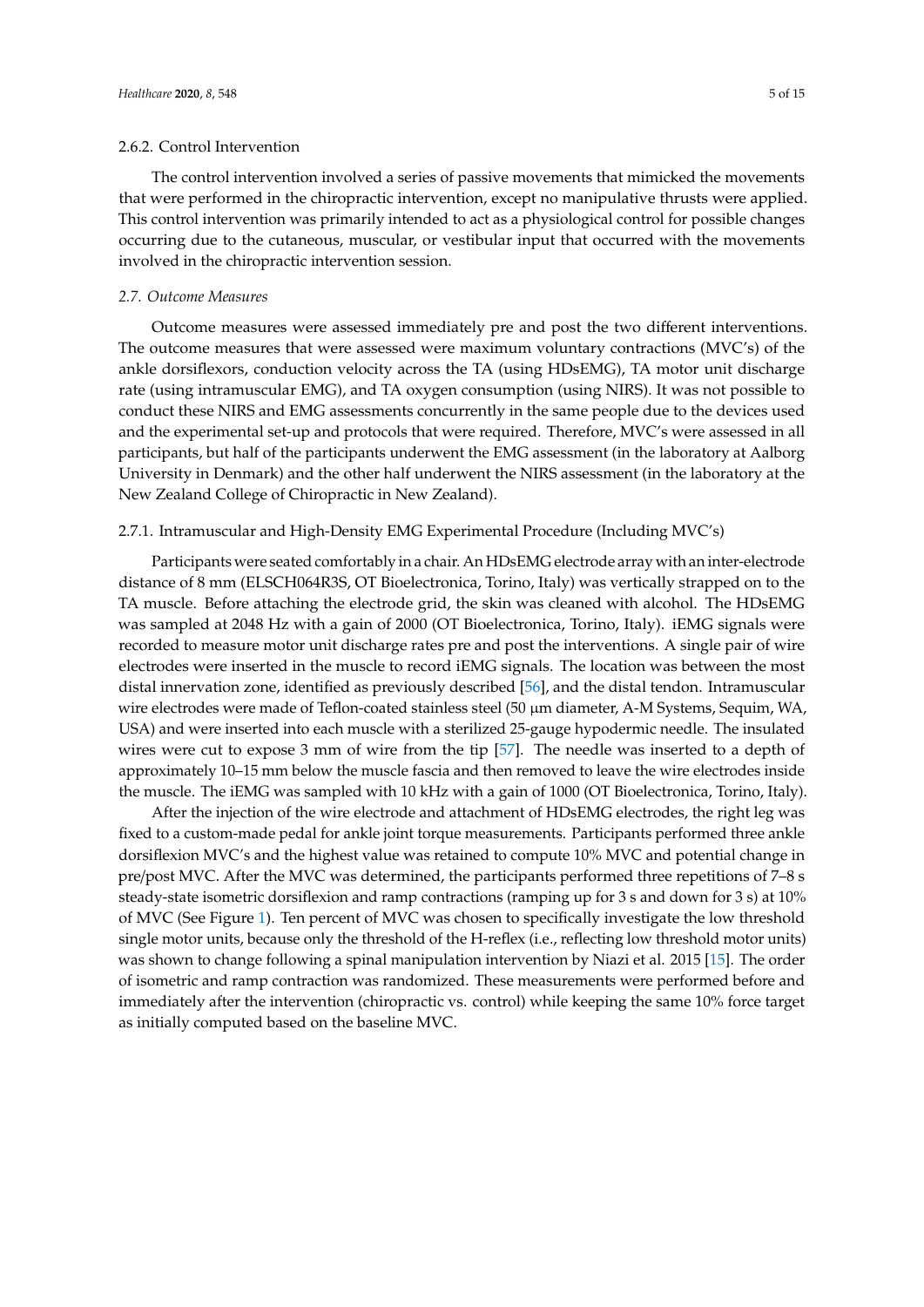#### 2.6.2. Control Intervention

The control intervention involved a series of passive movements that mimicked the movements that were performed in the chiropractic intervention, except no manipulative thrusts were applied. This control intervention was primarily intended to act as a physiological control for possible changes occurring due to the cutaneous, muscular, or vestibular input that occurred with the movements involved in the chiropractic intervention session.

### *2.7. Outcome Measures*

Outcome measures were assessed immediately pre and post the two different interventions. The outcome measures that were assessed were maximum voluntary contractions (MVC's) of the ankle dorsiflexors, conduction velocity across the TA (using HDsEMG), TA motor unit discharge rate (using intramuscular EMG), and TA oxygen consumption (using NIRS). It was not possible to conduct these NIRS and EMG assessments concurrently in the same people due to the devices used and the experimental set-up and protocols that were required. Therefore, MVC's were assessed in all participants, but half of the participants underwent the EMG assessment (in the laboratory at Aalborg University in Denmark) and the other half underwent the NIRS assessment (in the laboratory at the New Zealand College of Chiropractic in New Zealand).

#### 2.7.1. Intramuscular and High-Density EMG Experimental Procedure (Including MVC's)

Participants were seated comfortably in a chair. An HDsEMG electrode array with an inter-electrode distance of 8 mm (ELSCH064R3S, OT Bioelectronica, Torino, Italy) was vertically strapped on to the TA muscle. Before attaching the electrode grid, the skin was cleaned with alcohol. The HDsEMG was sampled at 2048 Hz with a gain of 2000 (OT Bioelectronica, Torino, Italy). iEMG signals were recorded to measure motor unit discharge rates pre and post the interventions. A single pair of wire electrodes were inserted in the muscle to record iEMG signals. The location was between the most distal innervation zone, identified as previously described [56], and the distal tendon. Intramuscular wire electrodes were made of Teflon-coated stainless steel (50 µm diameter, A-M Systems, Sequim, WA, USA) and were inserted into each muscle with a sterilized 25-gauge hypodermic needle. The insulated wires were cut to expose 3 mm of wire from the tip [57]. The needle was inserted to a depth of approximately 10–15 mm below the muscle fascia and then removed to leave the wire electrodes inside the muscle. The iEMG was sampled with 10 kHz with a gain of 1000 (OT Bioelectronica, Torino, Italy).

After the injection of the wire electrode and attachment of HDsEMG electrodes, the right leg was fixed to a custom-made pedal for ankle joint torque measurements. Participants performed three ankle dorsiflexion MVC's and the highest value was retained to compute 10% MVC and potential change in pre/post MVC. After the MVC was determined, the participants performed three repetitions of 7–8 s steady-state isometric dorsiflexion and ramp contractions (ramping up for 3 s and down for 3 s) at 10% of MVC (See Figure 1). Ten percent of MVC was chosen to specifically investigate the low threshold single motor units, because only the threshold of the H-reflex (i.e., reflecting low threshold motor units) was shown to change following a spinal manipulation intervention by Niazi et al. 2015 [15]. The order of isometric and ramp contraction was randomized. These measurements were performed before and immediately after the intervention (chiropractic vs. control) while keeping the same 10% force target as initially computed based on the baseline MVC.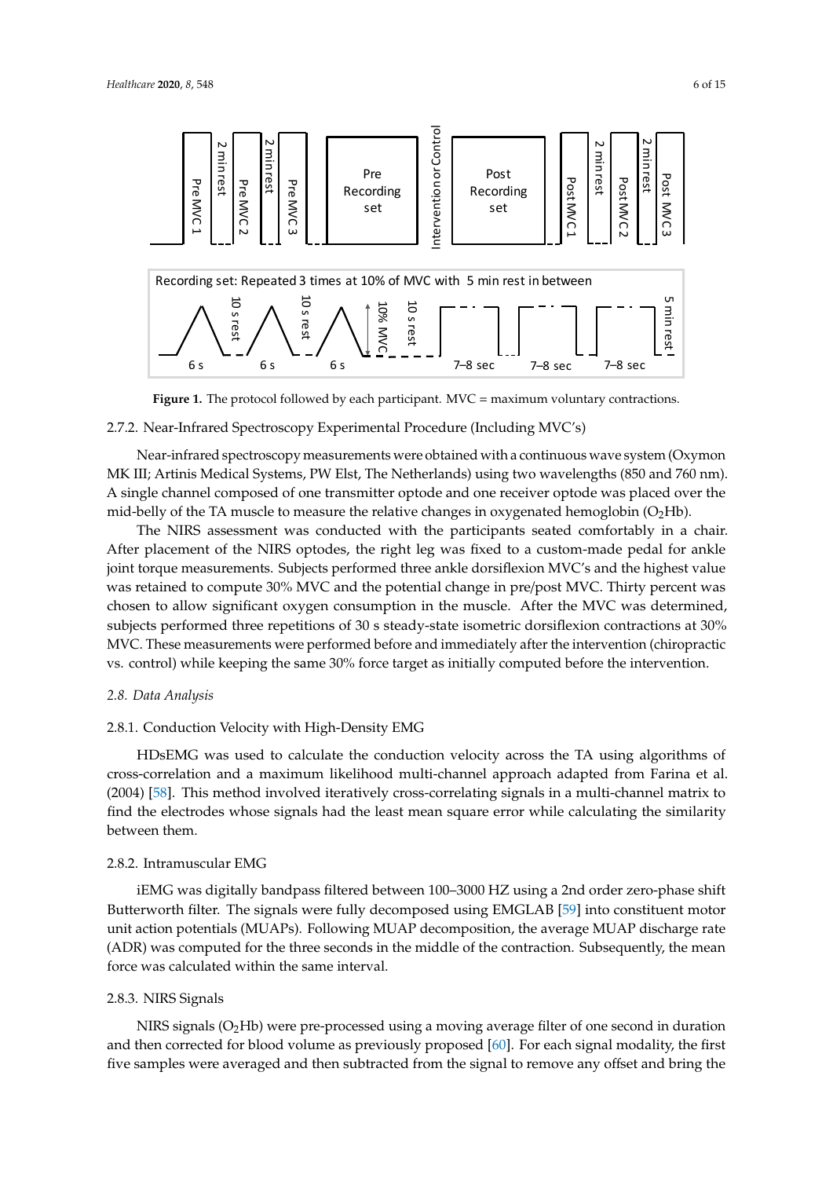Figure 1. The protocol followed by each participant. MVC = maximum voluntary contractions.

2.7.2. Near-Infrared Spectroscopy Experimental Procedure (Including MVC's)

Near-infrared spectroscopy measurements were obtained with a continuous wave system (Oxymon MK III; Artinis Medical Systems, PW Elst, The Netherlands) using two wavelengths (850 and 760 nm). A single channel composed of one transmitter optode and one receiver optode was placed over the mid-belly of the TA muscle to measure the relative changes in oxygenated hemoglobin ($O_2Hb$).

The NIRS assessment was conducted with the participants seated comfortably in a chair. After placement of the NIRS optodes, the right leg was fixed to a custom-made pedal for ankle joint torque measurements. Subjects performed three ankle dorsiflexion MVC's and the highest value was retained to compute 30% MVC and the potential change in pre/post MVC. Thirty percent was chosen to allow significant oxygen consumption in the muscle. After the MVC was determined, subjects performed three repetitions of 30 s steady-state isometric dorsiflexion contractions at 30% MVC. These measurements were performed before and immediately after the intervention (chiropractic vs. control) while keeping the same 30% force target as initially computed before the intervention.

### 2.8. Data Analysis

2.8.1. Conduction Velocity with High-Density EMG

HDsEMG was used to calculate the conduction velocity across the TA using algorithms of cross-correlation and a maximum likelihood multi-channel approach adapted from Farina et al. (2004) [58]. This method involved iteratively cross-correlating signals in a multi-channel matrix to find the electrodes whose signals had the least mean square error while calculating the similarity between them.

2.8.2. Intramuscular EMG

iEMG was digitally bandpass filtered between 100–3000 HZ using a 2nd order zero-phase shift Butterworth filter. The signals were fully decomposed using EMGLAB [59] into constituent motor unit action potentials (MUAPs). Following MUAP decomposition, the average MUAP discharge rate (ADR) was computed for the three seconds in the middle of the contraction. Subsequently, the mean force was calculated within the same interval.

2.8.3. NIRS Signals

NIRS signals ($O_2Hb$) were pre-processed using a moving average filter of one second in duration and then corrected for blood volume as previously proposed [60]. For each signal modality, the first five samples were averaged and then subtracted from the signal to remove any offset and bring the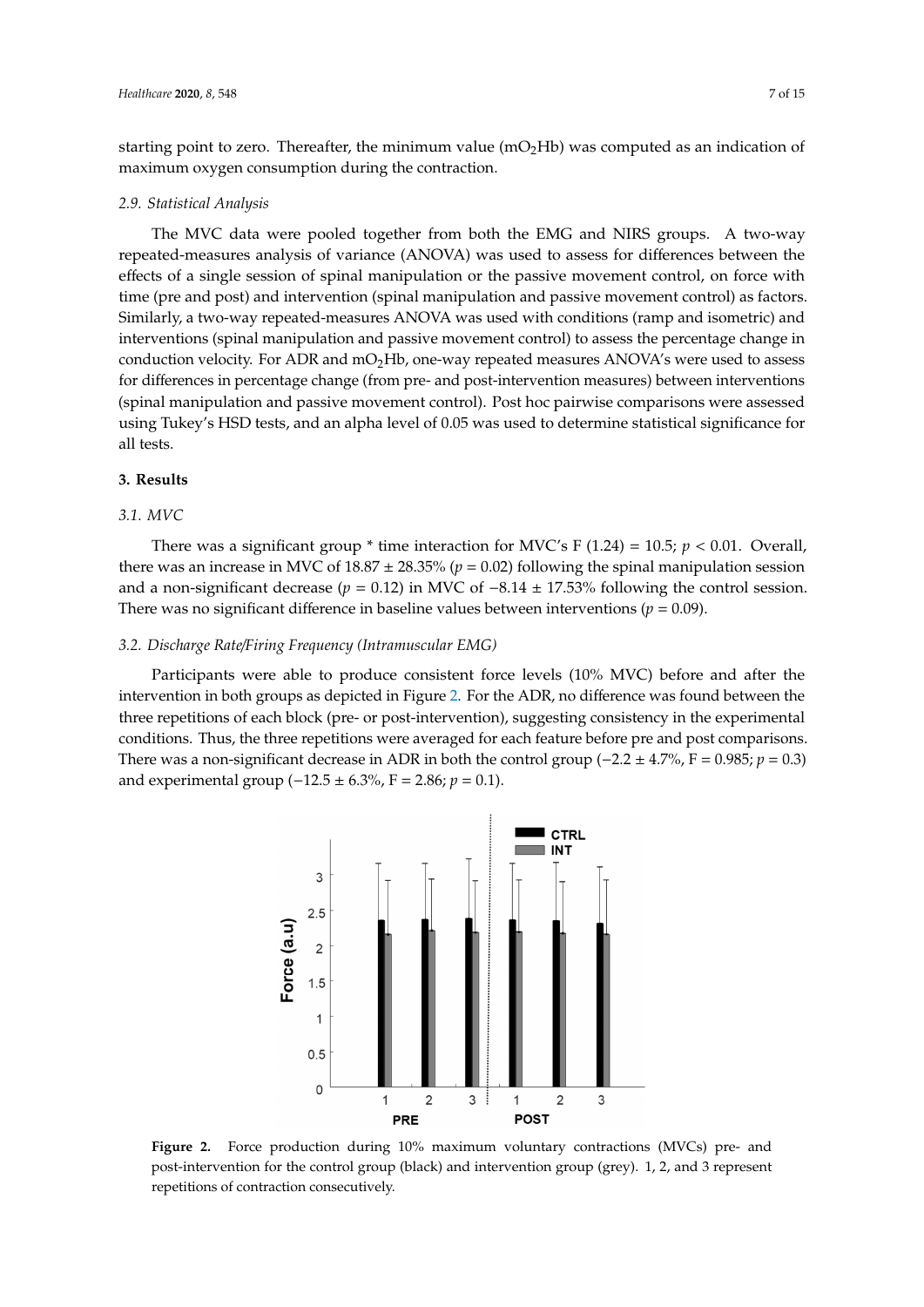starting point to zero. Thereafter, the minimum value ($mO_2Hb$) was computed as an indication of maximum oxygen consumption during the contraction.

### 2.9. Statistical Analysis

The MVC data were pooled together from both the EMG and NIRS groups. A two-way repeated-measures analysis of variance (ANOVA) was used to assess for differences between the effects of a single session of spinal manipulation or the passive movement control, on force with time (pre and post) and intervention (spinal manipulation and passive movement control) as factors. Similarly, a two-way repeated-measures ANOVA was used with conditions (ramp and isometric) and interventions (spinal manipulation and passive movement control) to assess the percentage change in conduction velocity. For ADR and $mO_2Hb$, one-way repeated measures ANOVA's were used to assess for differences in percentage change (from pre- and post-intervention measures) between interventions (spinal manipulation and passive movement control). Post hoc pairwise comparisons were assessed using Tukey's HSD tests, and an alpha level of 0.05 was used to determine statistical significance for all tests.

## 3. Results

### 3.1. MVC

There was a significant group * time interaction for MVC's F (1.24) = 10.5; $p < 0.01$. Overall, there was an increase in MVC of 18.87 ± 28.35% ($p = 0.02$) following the spinal manipulation session and a non-significant decrease ($p = 0.12$) in MVC of −8.14 ± 17.53% following the control session. There was no significant difference in baseline values between interventions ($p = 0.09$).

### 3.2. Discharge Rate/Firing Frequency (Intramuscular EMG)

Participants were able to produce consistent force levels (10% MVC) before and after the intervention in both groups as depicted in Figure 2. For the ADR, no difference was found between the three repetitions of each block (pre- or post-intervention), suggesting consistency in the experimental conditions. Thus, the three repetitions were averaged for each feature before pre and post comparisons. There was a non-significant decrease in ADR in both the control group (−2.2 ± 4.7%, F = 0.985; $p = 0.3$) and experimental group (−12.5 ± 6.3%, F = 2.86; $p = 0.1$).

**Figure 2.** Force production during 10% maximum voluntary contractions (MVCs) pre- and post-intervention for the control group (black) and intervention group (grey). 1, 2, and 3 represent repetitions of contraction consecutively.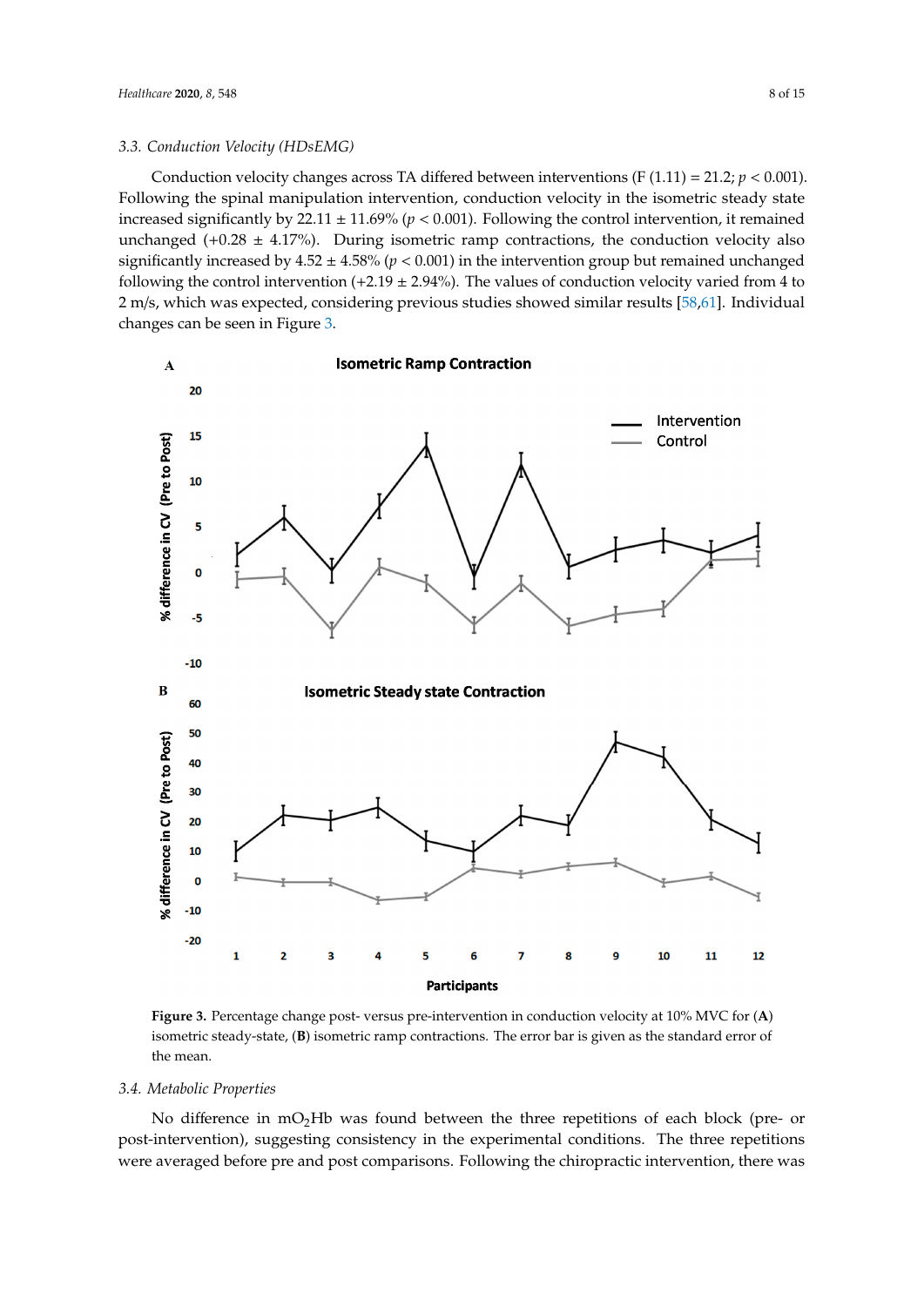### 3.3. Conduction Velocity (HDsEMG)

Conduction velocity changes across TA differed between interventions ($F(1.11) = 21.2$; $p < 0.001$). Following the spinal manipulation intervention, conduction velocity in the isometric steady state increased significantly by 22.11 ± 11.69% ($p < 0.001$). Following the control intervention, it remained unchanged (+0.28 ± 4.17%). During isometric ramp contractions, the conduction velocity also significantly increased by 4.52 ± 4.58% ($p < 0.001$) in the intervention group but remained unchanged following the control intervention (+2.19 ± 2.94%). The values of conduction velocity varied from 4 to 2 m/s, which was expected, considering previous studies showed similar results [58,61]. Individual changes can be seen in Figure 3.

**Figure 3.** Percentage change post- versus pre-intervention in conduction velocity at 10% MVC for (**A**) isometric steady-state, (**B**) isometric ramp contractions. The error bar is given as the standard error of the mean.

### 3.4. Metabolic Properties

No difference in $mO_2Hb$ was found between the three repetitions of each block (pre- or post-intervention), suggesting consistency in the experimental conditions. The three repetitions were averaged before pre and post comparisons. Following the chiropractic intervention, there was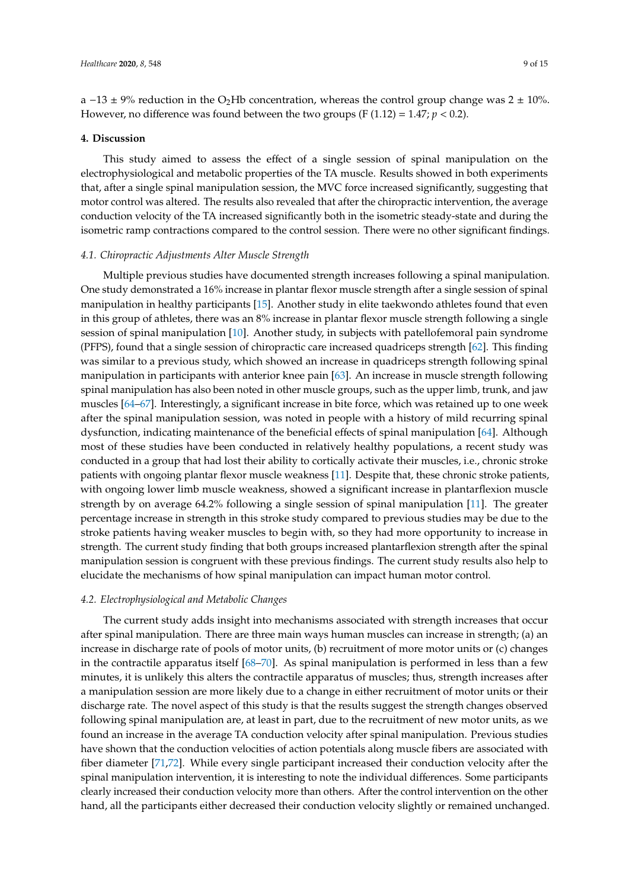a −13 ± 9% reduction in the $O_2Hb$ concentration, whereas the control group change was 2 ± 10%. However, no difference was found between the two groups ($F(1.12) = 1.47$; $p < 0.2$).

## 4. Discussion

This study aimed to assess the effect of a single session of spinal manipulation on the electrophysiological and metabolic properties of the TA muscle. Results showed in both experiments that, after a single spinal manipulation session, the MVC force increased significantly, suggesting that motor control was altered. The results also revealed that after the chiropractic intervention, the average conduction velocity of the TA increased significantly both in the isometric steady-state and during the isometric ramp contractions compared to the control session. There were no other significant findings.

### *4.1. Chiropractic Adjustments Alter Muscle Strength*

Multiple previous studies have documented strength increases following a spinal manipulation. One study demonstrated a 16% increase in plantar flexor muscle strength after a single session of spinal manipulation in healthy participants [15]. Another study in elite taekwondo athletes found that even in this group of athletes, there was an 8% increase in plantar flexor muscle strength following a single session of spinal manipulation [10]. Another study, in subjects with patellofemoral pain syndrome (PFPS), found that a single session of chiropractic care increased quadriceps strength [62]. This finding was similar to a previous study, which showed an increase in quadriceps strength following spinal manipulation in participants with anterior knee pain [63]. An increase in muscle strength following spinal manipulation has also been noted in other muscle groups, such as the upper limb, trunk, and jaw muscles [64–67]. Interestingly, a significant increase in bite force, which was retained up to one week after the spinal manipulation session, was noted in people with a history of mild recurring spinal dysfunction, indicating maintenance of the beneficial effects of spinal manipulation [64]. Although most of these studies have been conducted in relatively healthy populations, a recent study was conducted in a group that had lost their ability to cortically activate their muscles, i.e., chronic stroke patients with ongoing plantar flexor muscle weakness [11]. Despite that, these chronic stroke patients, with ongoing lower limb muscle weakness, showed a significant increase in plantarflexion muscle strength by on average 64.2% following a single session of spinal manipulation [11]. The greater percentage increase in strength in this stroke study compared to previous studies may be due to the stroke patients having weaker muscles to begin with, so they had more opportunity to increase in strength. The current study finding that both groups increased plantarflexion strength after the spinal manipulation session is congruent with these previous findings. The current study results also help to elucidate the mechanisms of how spinal manipulation can impact human motor control.

### *4.2. Electrophysiological and Metabolic Changes*

The current study adds insight into mechanisms associated with strength increases that occur after spinal manipulation. There are three main ways human muscles can increase in strength; (a) an increase in discharge rate of pools of motor units, (b) recruitment of more motor units or (c) changes in the contractile apparatus itself [68–70]. As spinal manipulation is performed in less than a few minutes, it is unlikely this alters the contractile apparatus of muscles; thus, strength increases after a manipulation session are more likely due to a change in either recruitment of motor units or their discharge rate. The novel aspect of this study is that the results suggest the strength changes observed following spinal manipulation are, at least in part, due to the recruitment of new motor units, as we found an increase in the average TA conduction velocity after spinal manipulation. Previous studies have shown that the conduction velocities of action potentials along muscle fibers are associated with fiber diameter [71,72]. While every single participant increased their conduction velocity after the spinal manipulation intervention, it is interesting to note the individual differences. Some participants clearly increased their conduction velocity more than others. After the control intervention on the other hand, all the participants either decreased their conduction velocity slightly or remained unchanged.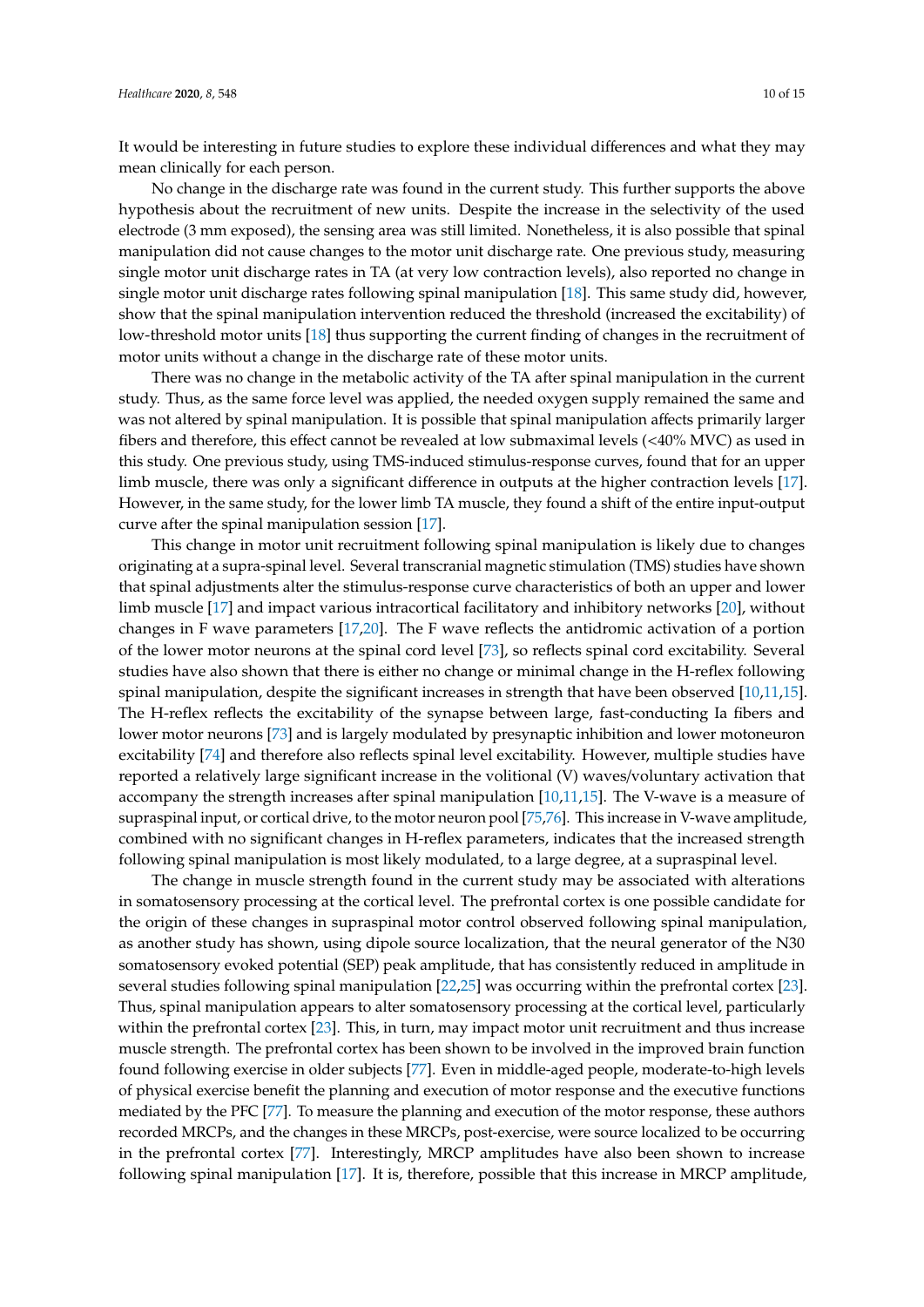It would be interesting in future studies to explore these individual differences and what they may mean clinically for each person.

No change in the discharge rate was found in the current study. This further supports the above hypothesis about the recruitment of new units. Despite the increase in the selectivity of the used electrode (3 mm exposed), the sensing area was still limited. Nonetheless, it is also possible that spinal manipulation did not cause changes to the motor unit discharge rate. One previous study, measuring single motor unit discharge rates in TA (at very low contraction levels), also reported no change in single motor unit discharge rates following spinal manipulation [18]. This same study did, however, show that the spinal manipulation intervention reduced the threshold (increased the excitability) of low-threshold motor units [18] thus supporting the current finding of changes in the recruitment of motor units without a change in the discharge rate of these motor units.

There was no change in the metabolic activity of the TA after spinal manipulation in the current study. Thus, as the same force level was applied, the needed oxygen supply remained the same and was not altered by spinal manipulation. It is possible that spinal manipulation affects primarily larger fibers and therefore, this effect cannot be revealed at low submaximal levels (<40% MVC) as used in this study. One previous study, using TMS-induced stimulus-response curves, found that for an upper limb muscle, there was only a significant difference in outputs at the higher contraction levels [17]. However, in the same study, for the lower limb TA muscle, they found a shift of the entire input-output curve after the spinal manipulation session [17].

This change in motor unit recruitment following spinal manipulation is likely due to changes originating at a supra-spinal level. Several transcranial magnetic stimulation (TMS) studies have shown that spinal adjustments alter the stimulus-response curve characteristics of both an upper and lower limb muscle [17] and impact various intracortical facilitatory and inhibitory networks [20], without changes in F wave parameters [17,20]. The F wave reflects the antidromic activation of a portion of the lower motor neurons at the spinal cord level [73], so reflects spinal cord excitability. Several studies have also shown that there is either no change or minimal change in the H-reflex following spinal manipulation, despite the significant increases in strength that have been observed [10,11,15]. The H-reflex reflects the excitability of the synapse between large, fast-conducting Ia fibers and lower motor neurons [73] and is largely modulated by presynaptic inhibition and lower motoneuron excitability [74] and therefore also reflects spinal level excitability. However, multiple studies have reported a relatively large significant increase in the volitional (V) waves/voluntary activation that accompany the strength increases after spinal manipulation [10,11,15]. The V-wave is a measure of supraspinal input, or cortical drive, to the motor neuron pool [75,76]. This increase in V-wave amplitude, combined with no significant changes in H-reflex parameters, indicates that the increased strength following spinal manipulation is most likely modulated, to a large degree, at a supraspinal level.

The change in muscle strength found in the current study may be associated with alterations in somatosensory processing at the cortical level. The prefrontal cortex is one possible candidate for the origin of these changes in supraspinal motor control observed following spinal manipulation, as another study has shown, using dipole source localization, that the neural generator of the N30 somatosensory evoked potential (SEP) peak amplitude, that has consistently reduced in amplitude in several studies following spinal manipulation [22,25] was occurring within the prefrontal cortex [23]. Thus, spinal manipulation appears to alter somatosensory processing at the cortical level, particularly within the prefrontal cortex [23]. This, in turn, may impact motor unit recruitment and thus increase muscle strength. The prefrontal cortex has been shown to be involved in the improved brain function found following exercise in older subjects [77]. Even in middle-aged people, moderate-to-high levels of physical exercise benefit the planning and execution of motor response and the executive functions mediated by the PFC [77]. To measure the planning and execution of the motor response, these authors recorded MRCPs, and the changes in these MRCPs, post-exercise, were source localized to be occurring in the prefrontal cortex [77]. Interestingly, MRCP amplitudes have also been shown to increase following spinal manipulation [17]. It is, therefore, possible that this increase in MRCP amplitude,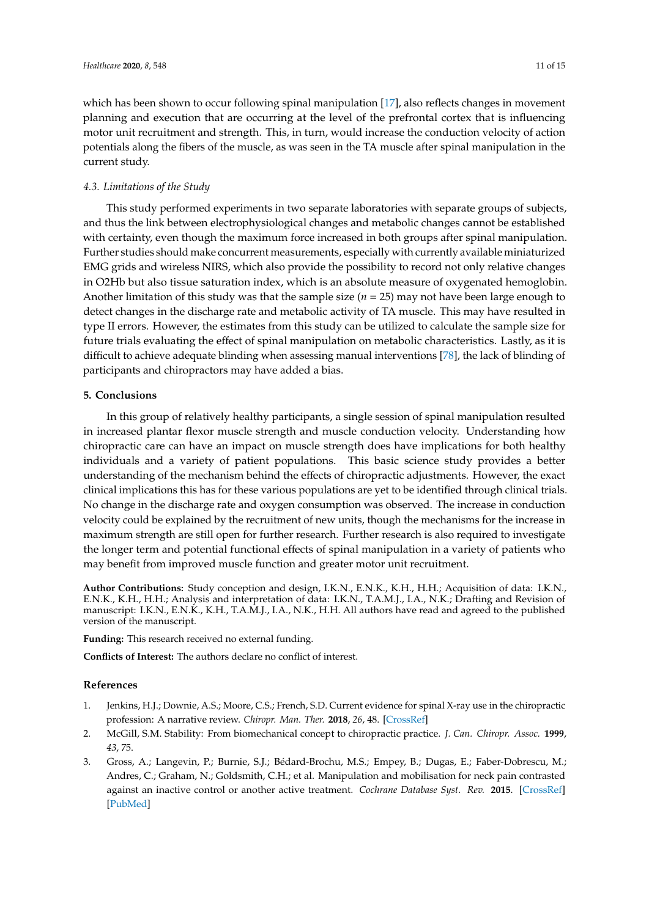which has been shown to occur following spinal manipulation [17], also reflects changes in movement planning and execution that are occurring at the level of the prefrontal cortex that is influencing motor unit recruitment and strength. This, in turn, would increase the conduction velocity of action potentials along the fibers of the muscle, as was seen in the TA muscle after spinal manipulation in the current study.

### 4.3. Limitations of the Study

This study performed experiments in two separate laboratories with separate groups of subjects, and thus the link between electrophysiological changes and metabolic changes cannot be established with certainty, even though the maximum force increased in both groups after spinal manipulation. Further studies should make concurrent measurements, especially with currently available miniaturized EMG grids and wireless NIRS, which also provide the possibility to record not only relative changes in O2Hb but also tissue saturation index, which is an absolute measure of oxygenated hemoglobin. Another limitation of this study was that the sample size ($n = 25$) may not have been large enough to detect changes in the discharge rate and metabolic activity of TA muscle. This may have resulted in type II errors. However, the estimates from this study can be utilized to calculate the sample size for future trials evaluating the effect of spinal manipulation on metabolic characteristics. Lastly, as it is difficult to achieve adequate blinding when assessing manual interventions [78], the lack of blinding of participants and chiropractors may have added a bias.

## 5. Conclusions

In this group of relatively healthy participants, a single session of spinal manipulation resulted in increased plantar flexor muscle strength and muscle conduction velocity. Understanding how chiropractic care can have an impact on muscle strength does have implications for both healthy individuals and a variety of patient populations. This basic science study provides a better understanding of the mechanism behind the effects of chiropractic adjustments. However, the exact clinical implications this has for these various populations are yet to be identified through clinical trials. No change in the discharge rate and oxygen consumption was observed. The increase in conduction velocity could be explained by the recruitment of new units, though the mechanisms for the increase in maximum strength are still open for further research. Further research is also required to investigate the longer term and potential functional effects of spinal manipulation in a variety of patients who may benefit from improved muscle function and greater motor unit recruitment.

**Author Contributions:** Study conception and design, I.K.N., E.N.K., K.H., H.H.; Acquisition of data: I.K.N., E.N.K., K.H., H.H.; Analysis and interpretation of data: I.K.N., T.A.M.J., I.A., N.K.; Drafting and Revision of manuscript: I.K.N., E.N.K., K.H., T.A.M.J., I.A., N.K., H.H. All authors have read and agreed to the published version of the manuscript.

**Funding:** This research received no external funding.

**Conflicts of Interest:** The authors declare no conflict of interest.

## References

1. Jenkins, H.J.; Downie, A.S.; Moore, C.S.; French, S.D. Current evidence for spinal X-ray use in the chiropractic profession: A narrative review. *Chiropr. Man. Ther.* **2018**, *26*, 48. [CrossRef]
2. McGill, S.M. Stability: From biomechanical concept to chiropractic practice. *J. Can. Chiropr. Assoc.* **1999**, *43*, 75.
3. Gross, A.; Langevin, P.; Burnie, S.J.; Bédard-Brochu, M.S.; Empey, B.; Dugas, E.; Faber-Dobrescu, M.; Andres, C.; Graham, N.; Goldsmith, C.H.; et al. Manipulation and mobilisation for neck pain contrasted against an inactive control or another active treatment. *Cochrane Database Syst. Rev.* **2015**. [CrossRef] [PubMed]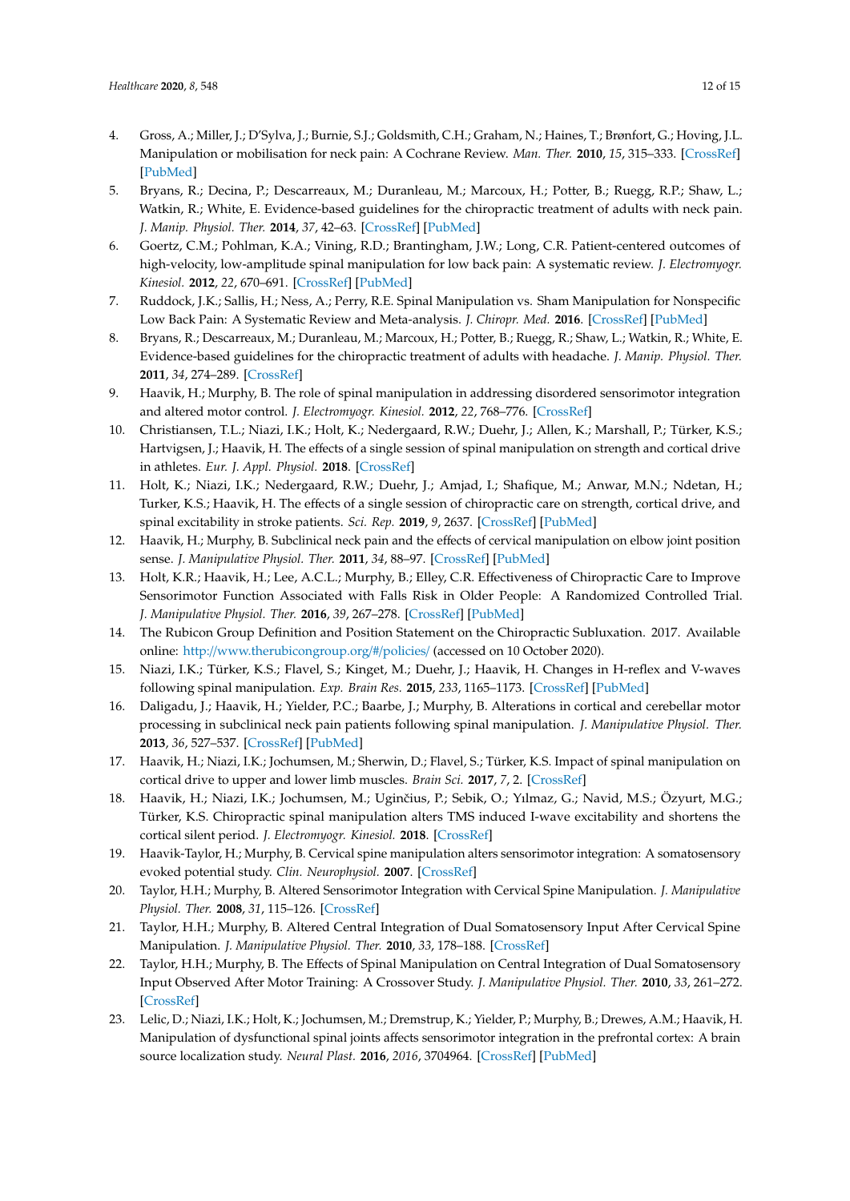4. Gross, A.; Miller, J.; D'Sylva, J.; Burnie, S.J.; Goldsmith, C.H.; Graham, N.; Haines, T.; Brønfort, G.; Hoving, J.L. Manipulation or mobilisation for neck pain: A Cochrane Review. *Man. Ther.* **2010**, *15*, 315–333. [CrossRef] [PubMed]
5. Bryans, R.; Decina, P.; Descarreaux, M.; Duranleau, M.; Marcoux, H.; Potter, B.; Ruegg, R.P.; Shaw, L.; Watkin, R.; White, E. Evidence-based guidelines for the chiropractic treatment of adults with neck pain. *J. Manip. Physiol. Ther.* **2014**, *37*, 42–63. [CrossRef] [PubMed]
6. Goertz, C.M.; Pohlman, K.A.; Vining, R.D.; Brantingham, J.W.; Long, C.R. Patient-centered outcomes of high-velocity, low-amplitude spinal manipulation for low back pain: A systematic review. *J. Electromyogr. Kinesiol.* **2012**, *22*, 670–691. [CrossRef] [PubMed]
7. Ruddock, J.K.; Sallis, H.; Ness, A.; Perry, R.E. Spinal Manipulation vs. Sham Manipulation for Nonspecific Low Back Pain: A Systematic Review and Meta-analysis. *J. Chiropr. Med.* **2016**. [CrossRef] [PubMed]
8. Bryans, R.; Descarreaux, M.; Duranleau, M.; Marcoux, H.; Potter, B.; Ruegg, R.; Shaw, L.; Watkin, R.; White, E. Evidence-based guidelines for the chiropractic treatment of adults with headache. *J. Manip. Physiol. Ther.* **2011**, *34*, 274–289. [CrossRef]
9. Haavik, H.; Murphy, B. The role of spinal manipulation in addressing disordered sensorimotor integration and altered motor control. *J. Electromyogr. Kinesiol.* **2012**, *22*, 768–776. [CrossRef]
10. Christiansen, T.L.; Niazi, I.K.; Holt, K.; Nedergaard, R.W.; Duehr, J.; Allen, K.; Marshall, P.; Türker, K.S.; Hartvigsen, J.; Haavik, H. The effects of a single session of spinal manipulation on strength and cortical drive in athletes. *Eur. J. Appl. Physiol.* **2018**. [CrossRef]
11. Holt, K.; Niazi, I.K.; Nedergaard, R.W.; Duehr, J.; Amjad, I.; Shafique, M.; Anwar, M.N.; Ndetan, H.; Turker, K.S.; Haavik, H. The effects of a single session of chiropractic care on strength, cortical drive, and spinal excitability in stroke patients. *Sci. Rep.* **2019**, *9*, 2637. [CrossRef] [PubMed]
12. Haavik, H.; Murphy, B. Subclinical neck pain and the effects of cervical manipulation on elbow joint position sense. *J. Manipulative Physiol. Ther.* **2011**, *34*, 88–97. [CrossRef] [PubMed]
13. Holt, K.R.; Haavik, H.; Lee, A.C.L.; Murphy, B.; Elley, C.R. Effectiveness of Chiropractic Care to Improve Sensorimotor Function Associated with Falls Risk in Older People: A Randomized Controlled Trial. *J. Manipulative Physiol. Ther.* **2016**, *39*, 267–278. [CrossRef] [PubMed]
14. The Rubicon Group Definition and Position Statement on the Chiropractic Subluxation. 2017. Available online: http://www.therubicongroup.org/#/policies/ (accessed on 10 October 2020).
15. Niazi, I.K.; Türker, K.S.; Flavel, S.; Kinget, M.; Duehr, J.; Haavik, H. Changes in H-reflex and V-waves following spinal manipulation. *Exp. Brain Res.* **2015**, *233*, 1165–1173. [CrossRef] [PubMed]
16. Daligadu, J.; Haavik, H.; Yielder, P.C.; Baarbe, J.; Murphy, B. Alterations in cortical and cerebellar motor processing in subclinical neck pain patients following spinal manipulation. *J. Manipulative Physiol. Ther.* **2013**, *36*, 527–537. [CrossRef] [PubMed]
17. Haavik, H.; Niazi, I.K.; Jochumsen, M.; Sherwin, D.; Flavel, S.; Türker, K.S. Impact of spinal manipulation on cortical drive to upper and lower limb muscles. *Brain Sci.* **2017**, *7*, 2. [CrossRef]
18. Haavik, H.; Niazi, I.K.; Jochumsen, M.; Uginčius, P.; Sebik, O.; Yılmaz, G.; Navid, M.S.; Özyurt, M.G.; Türker, K.S. Chiropractic spinal manipulation alters TMS induced I-wave excitability and shortens the cortical silent period. *J. Electromyogr. Kinesiol.* **2018**. [CrossRef]
19. Haavik-Taylor, H.; Murphy, B. Cervical spine manipulation alters sensorimotor integration: A somatosensory evoked potential study. *Clin. Neurophysiol.* **2007**. [CrossRef]
20. Taylor, H.H.; Murphy, B. Altered Sensorimotor Integration with Cervical Spine Manipulation. *J. Manipulative Physiol. Ther.* **2008**, *31*, 115–126. [CrossRef]
21. Taylor, H.H.; Murphy, B. Altered Central Integration of Dual Somatosensory Input After Cervical Spine Manipulation. *J. Manipulative Physiol. Ther.* **2010**, *33*, 178–188. [CrossRef]
22. Taylor, H.H.; Murphy, B. The Effects of Spinal Manipulation on Central Integration of Dual Somatosensory Input Observed After Motor Training: A Crossover Study. *J. Manipulative Physiol. Ther.* **2010**, *33*, 261–272. [CrossRef]
23. Lelic, D.; Niazi, I.K.; Holt, K.; Jochumsen, M.; Dremstrup, K.; Yielder, P.; Murphy, B.; Drewes, A.M.; Haavik, H. Manipulation of dysfunctional spinal joints affects sensorimotor integration in the prefrontal cortex: A brain source localization study. *Neural Plast.* **2016**, *2016*, 3704964. [CrossRef] [PubMed]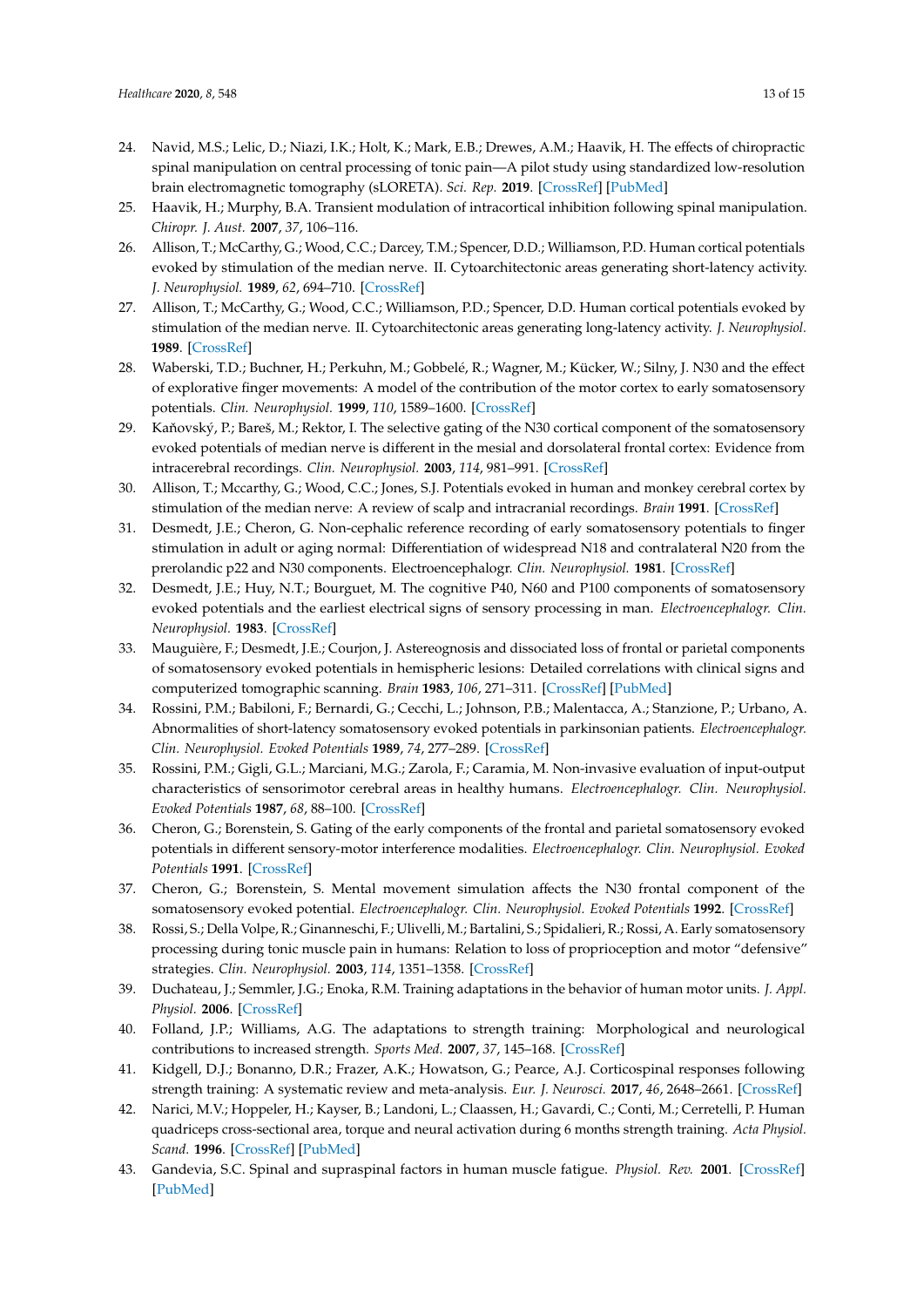24. Navid, M.S.; Lelic, D.; Niazi, I.K.; Holt, K.; Mark, E.B.; Drewes, A.M.; Haavik, H. The effects of chiropractic spinal manipulation on central processing of tonic pain—A pilot study using standardized low-resolution brain electromagnetic tomography (sLORETA). *Sci. Rep.* **2019**. [CrossRef] [PubMed]
25. Haavik, H.; Murphy, B.A. Transient modulation of intracortical inhibition following spinal manipulation. *Chiropr. J. Aust.* **2007**, *37*, 106–116.
26. Allison, T.; McCarthy, G.; Wood, C.C.; Darcey, T.M.; Spencer, D.D.; Williamson, P.D. Human cortical potentials evoked by stimulation of the median nerve. II. Cytoarchitectonic areas generating short-latency activity. *J. Neurophysiol.* **1989**, *62*, 694–710. [CrossRef]
27. Allison, T.; McCarthy, G.; Wood, C.C.; Williamson, P.D.; Spencer, D.D. Human cortical potentials evoked by stimulation of the median nerve. II. Cytoarchitectonic areas generating long-latency activity. *J. Neurophysiol.* **1989**. [CrossRef]
28. Waberski, T.D.; Buchner, H.; Perkuhn, M.; Gobbelé, R.; Wagner, M.; Kücker, W.; Silny, J. N30 and the effect of explorative finger movements: A model of the contribution of the motor cortex to early somatosensory potentials. *Clin. Neurophysiol.* **1999**, *110*, 1589–1600. [CrossRef]
29. Kaňovský, P.; Bareš, M.; Rektor, I. The selective gating of the N30 cortical component of the somatosensory evoked potentials of median nerve is different in the mesial and dorsolateral frontal cortex: Evidence from intracerebral recordings. *Clin. Neurophysiol.* **2003**, *114*, 981–991. [CrossRef]
30. Allison, T.; Mccarthy, G.; Wood, C.C.; Jones, S.J. Potentials evoked in human and monkey cerebral cortex by stimulation of the median nerve: A review of scalp and intracranial recordings. *Brain* **1991**. [CrossRef]
31. Desmedt, J.E.; Cheron, G. Non-cephalic reference recording of early somatosensory potentials to finger stimulation in adult or aging normal: Differentiation of widespread N18 and contralateral N20 from the prerolandic p22 and N30 components. Electroencephalogr. *Clin. Neurophysiol.* **1981**. [CrossRef]
32. Desmedt, J.E.; Huy, N.T.; Bourguet, M. The cognitive P40, N60 and P100 components of somatosensory evoked potentials and the earliest electrical signs of sensory processing in man. *Electroencephalogr. Clin. Neurophysiol.* **1983**. [CrossRef]
33. Mauguière, F.; Desmedt, J.E.; Courjon, J. Astereognosis and dissociated loss of frontal or parietal components of somatosensory evoked potentials in hemispheric lesions: Detailed correlations with clinical signs and computerized tomographic scanning. *Brain* **1983**, *106*, 271–311. [CrossRef] [PubMed]
34. Rossini, P.M.; Babiloni, F.; Bernardi, G.; Cecchi, L.; Johnson, P.B.; Malentacca, A.; Stanzione, P.; Urbano, A. Abnormalities of short-latency somatosensory evoked potentials in parkinsonian patients. *Electroencephalogr. Clin. Neurophysiol. Evoked Potentials* **1989**, *74*, 277–289. [CrossRef]
35. Rossini, P.M.; Gigli, G.L.; Marciani, M.G.; Zarola, F.; Caramia, M. Non-invasive evaluation of input-output characteristics of sensorimotor cerebral areas in healthy humans. *Electroencephalogr. Clin. Neurophysiol. Evoked Potentials* **1987**, *68*, 88–100. [CrossRef]
36. Cheron, G.; Borenstein, S. Gating of the early components of the frontal and parietal somatosensory evoked potentials in different sensory-motor interference modalities. *Electroencephalogr. Clin. Neurophysiol. Evoked Potentials* **1991**. [CrossRef]
37. Cheron, G.; Borenstein, S. Mental movement simulation affects the N30 frontal component of the somatosensory evoked potential. *Electroencephalogr. Clin. Neurophysiol. Evoked Potentials* **1992**. [CrossRef]
38. Rossi, S.; Della Volpe, R.; Ginanneschi, F.; Ulivelli, M.; Bartalini, S.; Spidalieri, R.; Rossi, A. Early somatosensory processing during tonic muscle pain in humans: Relation to loss of proprioception and motor "defensive" strategies. *Clin. Neurophysiol.* **2003**, *114*, 1351–1358. [CrossRef]
39. Duchateau, J.; Semmler, J.G.; Enoka, R.M. Training adaptations in the behavior of human motor units. *J. Appl. Physiol.* **2006**. [CrossRef]
40. Folland, J.P.; Williams, A.G. The adaptations to strength training: Morphological and neurological contributions to increased strength. *Sports Med.* **2007**, *37*, 145–168. [CrossRef]
41. Kidgell, D.J.; Bonanno, D.R.; Frazer, A.K.; Howatson, G.; Pearce, A.J. Corticospinal responses following strength training: A systematic review and meta-analysis. *Eur. J. Neurosci.* **2017**, *46*, 2648–2661. [CrossRef]
42. Narici, M.V.; Hoppeler, H.; Kayser, B.; Landoni, L.; Claassen, H.; Gavardi, C.; Conti, M.; Cerretelli, P. Human quadriceps cross-sectional area, torque and neural activation during 6 months strength training. *Acta Physiol. Scand.* **1996**. [CrossRef] [PubMed]
43. Gandevia, S.C. Spinal and supraspinal factors in human muscle fatigue. *Physiol. Rev.* **2001**. [CrossRef] [PubMed]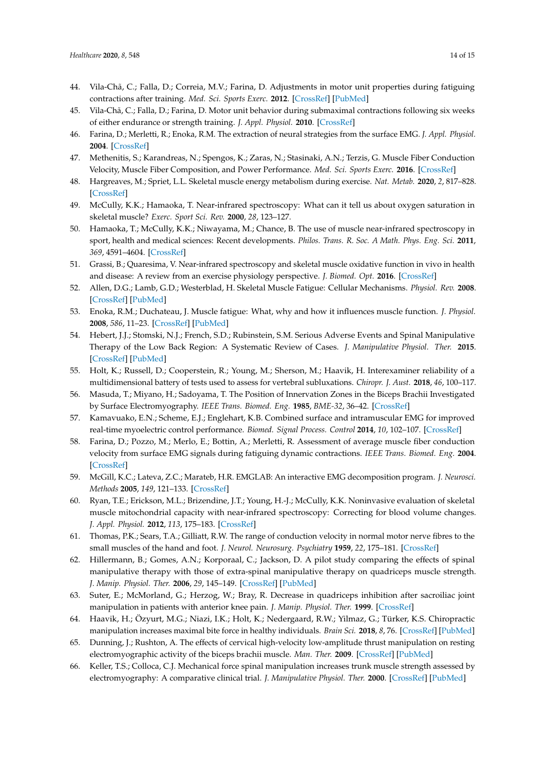44. Vila-Chã, C.; Falla, D.; Correia, M.V.; Farina, D. Adjustments in motor unit properties during fatiguing contractions after training. *Med. Sci. Sports Exerc.* **2012**. [CrossRef] [PubMed]
45. Vila-Chã, C.; Falla, D.; Farina, D. Motor unit behavior during submaximal contractions following six weeks of either endurance or strength training. *J. Appl. Physiol.* **2010**. [CrossRef]
46. Farina, D.; Merletti, R.; Enoka, R.M. The extraction of neural strategies from the surface EMG. *J. Appl. Physiol.* **2004**. [CrossRef]
47. Methenitis, S.; Karandreas, N.; Spengos, K.; Zaras, N.; Stasinaki, A.N.; Terzis, G. Muscle Fiber Conduction Velocity, Muscle Fiber Composition, and Power Performance. *Med. Sci. Sports Exerc.* **2016**. [CrossRef]
48. Hargreaves, M.; Spriet, L.L. Skeletal muscle energy metabolism during exercise. *Nat. Metab.* **2020**, *2*, 817–828. [CrossRef]
49. McCully, K.K.; Hamaoka, T. Near-infrared spectroscopy: What can it tell us about oxygen saturation in skeletal muscle? *Exerc. Sport Sci. Rev.* **2000**, *28*, 123–127.
50. Hamaoka, T.; McCully, K.K.; Niwayama, M.; Chance, B. The use of muscle near-infrared spectroscopy in sport, health and medical sciences: Recent developments. *Philos. Trans. R. Soc. A Math. Phys. Eng. Sci.* **2011**, *369*, 4591–4604. [CrossRef]
51. Grassi, B.; Quaresima, V. Near-infrared spectroscopy and skeletal muscle oxidative function in vivo in health and disease: A review from an exercise physiology perspective. *J. Biomed. Opt.* **2016**. [CrossRef]
52. Allen, D.G.; Lamb, G.D.; Westerblad, H. Skeletal Muscle Fatigue: Cellular Mechanisms. *Physiol. Rev.* **2008**. [CrossRef] [PubMed]
53. Enoka, R.M.; Duchateau, J. Muscle fatigue: What, why and how it influences muscle function. *J. Physiol.* **2008**, *586*, 11–23. [CrossRef] [PubMed]
54. Hebert, J.J.; Stomski, N.J.; French, S.D.; Rubinstein, S.M. Serious Adverse Events and Spinal Manipulative Therapy of the Low Back Region: A Systematic Review of Cases. *J. Manipulative Physiol. Ther.* **2015**. [CrossRef] [PubMed]
55. Holt, K.; Russell, D.; Cooperstein, R.; Young, M.; Sherson, M.; Haavik, H. Interexaminer reliability of a multidimensional battery of tests used to assess for vertebral subluxations. *Chiropr. J. Aust.* **2018**, *46*, 100–117.
56. Masuda, T.; Miyano, H.; Sadoyama, T. The Position of Innervation Zones in the Biceps Brachii Investigated by Surface Electromyography. *IEEE Trans. Biomed. Eng.* **1985**, *BME-32*, 36–42. [CrossRef]
57. Kamavuako, E.N.; Scheme, E.J.; Englehart, K.B. Combined surface and intramuscular EMG for improved real-time myoelectric control performance. *Biomed. Signal Process. Control* **2014**, *10*, 102–107. [CrossRef]
58. Farina, D.; Pozzo, M.; Merlo, E.; Bottin, A.; Merletti, R. Assessment of average muscle fiber conduction velocity from surface EMG signals during fatiguing dynamic contractions. *IEEE Trans. Biomed. Eng.* **2004**. [CrossRef]
59. McGill, K.C.; Lateva, Z.C.; Marateb, H.R. EMGLAB: An interactive EMG decomposition program. *J. Neurosci. Methods* **2005**, *149*, 121–133. [CrossRef]
60. Ryan, T.E.; Erickson, M.L.; Brizendine, J.T.; Young, H.-J.; McCully, K.K. Noninvasive evaluation of skeletal muscle mitochondrial capacity with near-infrared spectroscopy: Correcting for blood volume changes. *J. Appl. Physiol.* **2012**, *113*, 175–183. [CrossRef]
61. Thomas, P.K.; Sears, T.A.; Gilliatt, R.W. The range of conduction velocity in normal motor nerve fibres to the small muscles of the hand and foot. *J. Neurol. Neurosurg. Psychiatry* **1959**, *22*, 175–181. [CrossRef]
62. Hillermann, B.; Gomes, A.N.; Korporaal, C.; Jackson, D. A pilot study comparing the effects of spinal manipulative therapy with those of extra-spinal manipulative therapy on quadriceps muscle strength. *J. Manip. Physiol. Ther.* **2006**, *29*, 145–149. [CrossRef] [PubMed]
63. Suter, E.; McMorland, G.; Herzog, W.; Bray, R. Decrease in quadriceps inhibition after sacroiliac joint manipulation in patients with anterior knee pain. *J. Manip. Physiol. Ther.* **1999**. [CrossRef]
64. Haavik, H.; Özyurt, M.G.; Niazi, I.K.; Holt, K.; Nedergaard, R.W.; Yilmaz, G.; Türker, K.S. Chiropractic manipulation increases maximal bite force in healthy individuals. *Brain Sci.* **2018**, *8*, 76. [CrossRef] [PubMed]
65. Dunning, J.; Rushton, A. The effects of cervical high-velocity low-amplitude thrust manipulation on resting electromyographic activity of the biceps brachii muscle. *Man. Ther.* **2009**. [CrossRef] [PubMed]
66. Keller, T.S.; Colloca, C.J. Mechanical force spinal manipulation increases trunk muscle strength assessed by electromyography: A comparative clinical trial. *J. Manipulative Physiol. Ther.* **2000**. [CrossRef] [PubMed]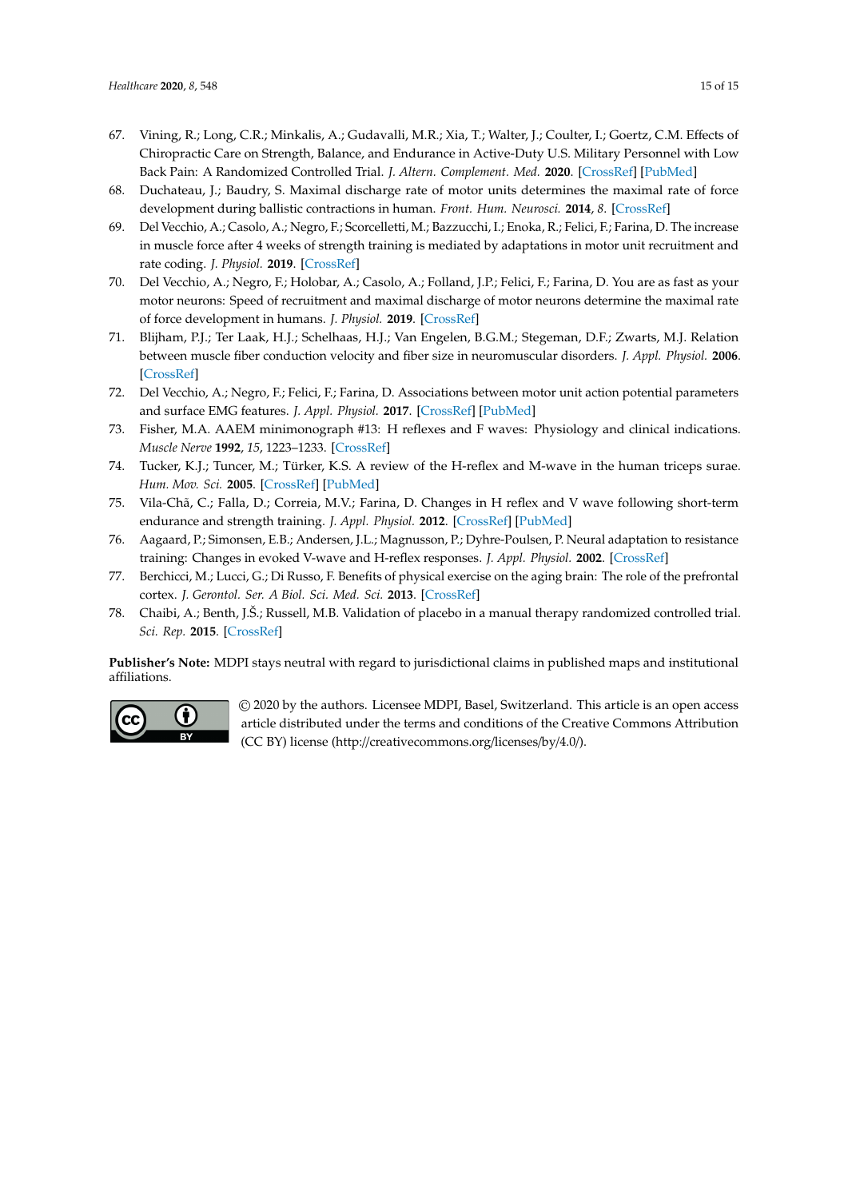67. Vining, R.; Long, C.R.; Minkalis, A.; Gudavalli, M.R.; Xia, T.; Walter, J.; Coulter, I.; Goertz, C.M. Effects of Chiropractic Care on Strength, Balance, and Endurance in Active-Duty U.S. Military Personnel with Low Back Pain: A Randomized Controlled Trial. *J. Altern. Complement. Med.* **2020**. [CrossRef] [PubMed]
68. Duchateau, J.; Baudry, S. Maximal discharge rate of motor units determines the maximal rate of force development during ballistic contractions in human. *Front. Hum. Neurosci.* **2014**, *8*. [CrossRef]
69. Del Vecchio, A.; Casolo, A.; Negro, F.; Scorcelletti, M.; Bazzucchi, I.; Enoka, R.; Felici, F.; Farina, D. The increase in muscle force after 4 weeks of strength training is mediated by adaptations in motor unit recruitment and rate coding. *J. Physiol.* **2019**. [CrossRef]
70. Del Vecchio, A.; Negro, F.; Holobar, A.; Casolo, A.; Folland, J.P.; Felici, F.; Farina, D. You are as fast as your motor neurons: Speed of recruitment and maximal discharge of motor neurons determine the maximal rate of force development in humans. *J. Physiol.* **2019**. [CrossRef]
71. Blijham, P.J.; Ter Laak, H.J.; Schelhaas, H.J.; Van Engelen, B.G.M.; Stegeman, D.F.; Zwarts, M.J. Relation between muscle fiber conduction velocity and fiber size in neuromuscular disorders. *J. Appl. Physiol.* **2006**. [CrossRef]
72. Del Vecchio, A.; Negro, F.; Felici, F.; Farina, D. Associations between motor unit action potential parameters and surface EMG features. *J. Appl. Physiol.* **2017**. [CrossRef] [PubMed]
73. Fisher, M.A. AAEM minimonograph #13: H reflexes and F waves: Physiology and clinical indications. *Muscle Nerve* **1992**, *15*, 1223–1233. [CrossRef]
74. Tucker, K.J.; Tuncer, M.; Türker, K.S. A review of the H-reflex and M-wave in the human triceps surae. *Hum. Mov. Sci.* **2005**. [CrossRef] [PubMed]
75. Vila-Chã, C.; Falla, D.; Correia, M.V.; Farina, D. Changes in H reflex and V wave following short-term endurance and strength training. *J. Appl. Physiol.* **2012**. [CrossRef] [PubMed]
76. Aagaard, P.; Simonsen, E.B.; Andersen, J.L.; Magnusson, P.; Dyhre-Poulsen, P. Neural adaptation to resistance training: Changes in evoked V-wave and H-reflex responses. *J. Appl. Physiol.* **2002**. [CrossRef]
77. Berchicci, M.; Lucci, G.; Di Russo, F. Benefits of physical exercise on the aging brain: The role of the prefrontal cortex. *J. Gerontol. Ser. A Biol. Sci. Med. Sci.* **2013**. [CrossRef]
78. Chaibi, A.; Benth, J.Š.; Russell, M.B. Validation of placebo in a manual therapy randomized controlled trial. *Sci. Rep.* **2015**. [CrossRef]

**Publisher's Note:** MDPI stays neutral with regard to jurisdictional claims in published maps and institutional affiliations.

© 2020 by the authors. Licensee MDPI, Basel, Switzerland. This article is an open access article distributed under the terms and conditions of the Creative Commons Attribution (CC BY) license (http://creativecommons.org/licenses/by/4.0/).